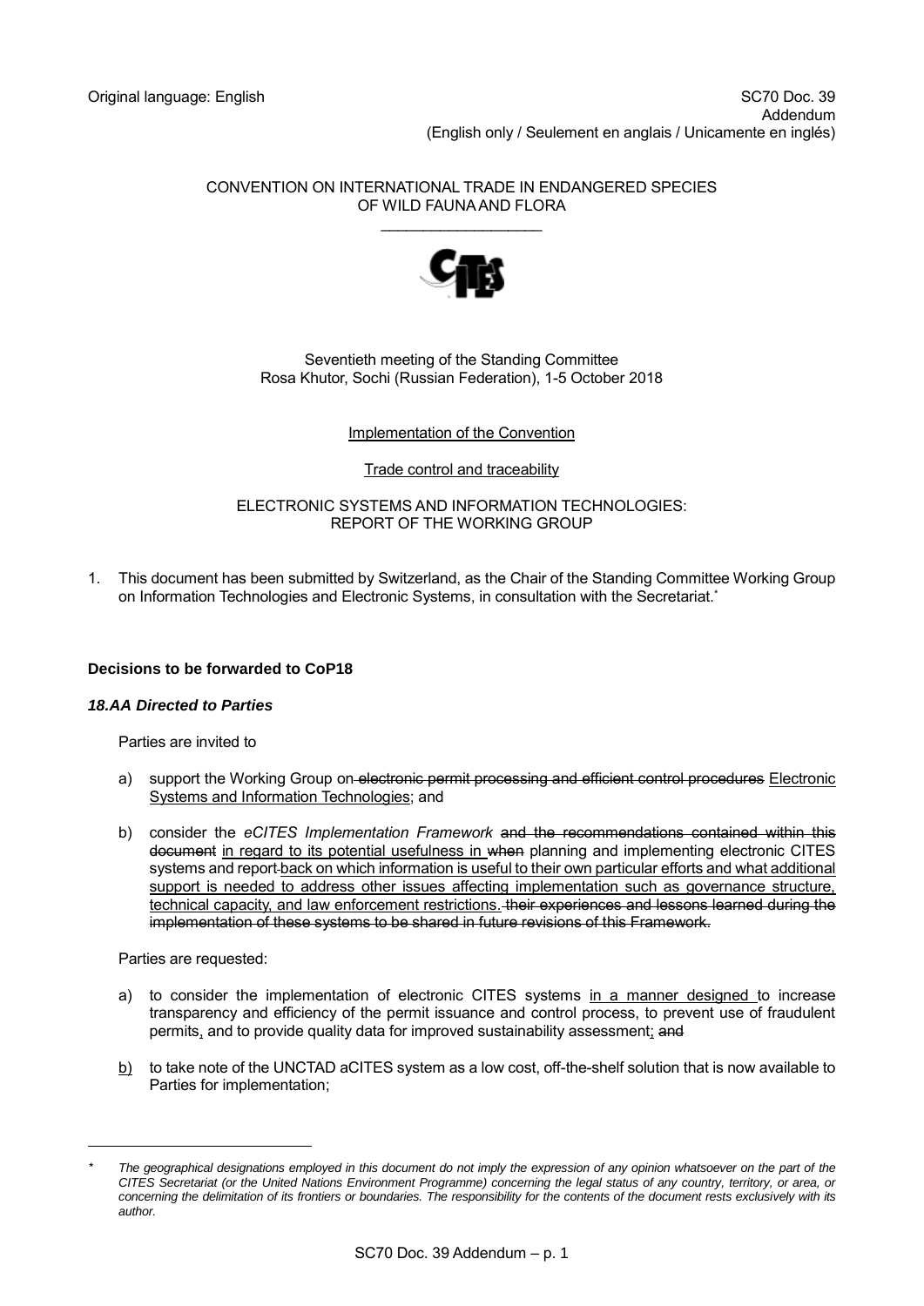Original language: English

SC70 Doc. 39
Addendum
(English only / Seulement en anglais / Unicamente en inglés)

CONVENTION ON INTERNATIONAL TRADE IN ENDANGERED SPECIES
OF WILD FAUNA AND FLORA

Seventieth meeting of the Standing Committee
Rosa Khutor, Sochi (Russian Federation), 1-5 October 2018

<u>Implementation of the Convention</u>

<u>Trade control and traceability</u>

ELECTRONIC SYSTEMS AND INFORMATION TECHNOLOGIES:
REPORT OF THE WORKING GROUP

1. This document has been submitted by Switzerland, as the Chair of the Standing Committee Working Group on Information Technologies and Electronic Systems, in consultation with the Secretariat.*

**Decisions to be forwarded to CoP18**

***18.AA Directed to Parties***

Parties are invited to

a) support the Working Group on ~~electronic permit processing and efficient control procedures~~ <u>Electronic Systems and Information Technologies</u>; and

b) consider the *eCITES Implementation Framework* ~~and the recommendations contained within this document~~ <u>in regard to its potential usefulness in</u> ~~when~~ planning and implementing electronic CITES systems and report <u>back on which information is useful to their own particular efforts and what additional support is needed to address other issues affecting implementation such as governance structure, technical capacity, and law enforcement restrictions.</u> ~~their experiences and lessons learned during the implementation of these systems to be shared in future revisions of this Framework.~~

Parties are requested:

a) to consider the implementation of electronic CITES systems <u>in a manner designed</u> to increase transparency and efficiency of the permit issuance and control process, to prevent use of fraudulent permits<u>,</u> and to provide quality data for improved sustainability assessment<u>;</u> ~~and~~

<u>b)</u> to take note of the UNCTAD aCITES system as a low cost, off-the-shelf solution that is now available to Parties for implementation;

---

\* *The geographical designations employed in this document do not imply the expression of any opinion whatsoever on the part of the CITES Secretariat (or the United Nations Environment Programme) concerning the legal status of any country, territory, or area, or concerning the delimitation of its frontiers or boundaries. The responsibility for the contents of the document rests exclusively with its author.*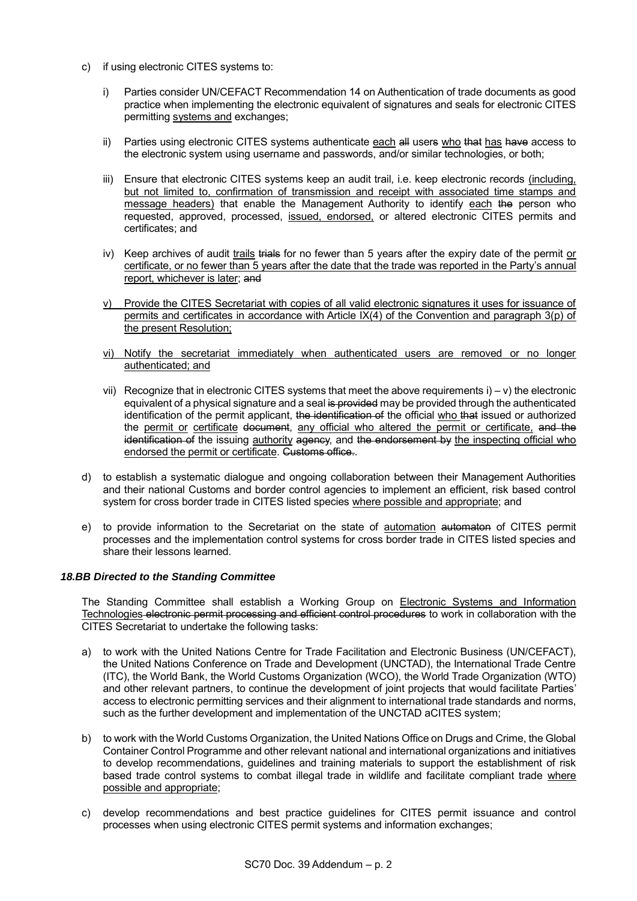c) if using electronic CITES systems to:

   i) Parties consider UN/CEFACT Recommendation 14 on Authentication of trade documents as good practice when implementing the electronic equivalent of signatures and seals for electronic CITES permitting <u>systems and</u> exchanges;

   ii) Parties using electronic CITES systems authenticate <u>each</u> ~~all~~ user~~s~~ <u>who</u> ~~that~~ <u>has</u> ~~have~~ access to the electronic system using username and passwords, and/or similar technologies, or both;

   iii) Ensure that electronic CITES systems keep an audit trail, i.e. keep electronic records <u>(including, but not limited to, confirmation of transmission and receipt with associated time stamps and message headers)</u> that enable the Management Authority to identify <u>each</u> ~~the~~ person who requested, approved, processed, <u>issued, endorsed,</u> or altered electronic CITES permits and certificates; and

   iv) Keep archives of audit <u>trails</u> ~~trials~~ for no fewer than 5 years after the expiry date of the permit <u>or certificate, or no fewer than 5 years after the date that the trade was reported in the Party's annual report, whichever is later</u>; ~~and~~

   <u>v) Provide the CITES Secretariat with copies of all valid electronic signatures it uses for issuance of permits and certificates in accordance with Article IX(4) of the Convention and paragraph 3(p) of the present Resolution;</u>

   <u>vi) Notify the secretariat immediately when authenticated users are removed or no longer authenticated; and</u>

   vii) Recognize that in electronic CITES systems that meet the above requirements i) – v) the electronic equivalent of a physical signature and a seal ~~is provided~~ may be provided through the authenticated identification of the permit applicant, ~~the identification of~~ the official <u>who</u> ~~that~~ issued or authorized the <u>permit or</u> <u>certificate</u> ~~document~~, <u>any official who altered the permit or certificate,</u> ~~and the identification of~~ the issuing <u>authority</u> ~~agency~~, and ~~the endorsement by~~ <u>the inspecting official who endorsed the permit or certificate</u>. ~~Customs office.~~.

d) to establish a systematic dialogue and ongoing collaboration between their Management Authorities and their national Customs and border control agencies to implement an efficient, risk based control system for cross border trade in CITES listed species <u>where possible and appropriate</u>; and

e) to provide information to the Secretariat on the state of <u>automation</u> ~~automaton~~ of CITES permit processes and the implementation control systems for cross border trade in CITES listed species and share their lessons learned.

### *18.BB Directed to the Standing Committee*

The Standing Committee shall establish a Working Group on <u>Electronic Systems and Information Technologies</u> ~~electronic permit processing and efficient control procedures~~ to work in collaboration with the CITES Secretariat to undertake the following tasks:

a) to work with the United Nations Centre for Trade Facilitation and Electronic Business (UN/CEFACT), the United Nations Conference on Trade and Development (UNCTAD), the International Trade Centre (ITC), the World Bank, the World Customs Organization (WCO), the World Trade Organization (WTO) and other relevant partners, to continue the development of joint projects that would facilitate Parties' access to electronic permitting services and their alignment to international trade standards and norms, such as the further development and implementation of the UNCTAD aCITES system;

b) to work with the World Customs Organization, the United Nations Office on Drugs and Crime, the Global Container Control Programme and other relevant national and international organizations and initiatives to develop recommendations, guidelines and training materials to support the establishment of risk based trade control systems to combat illegal trade in wildlife and facilitate compliant trade <u>where possible and appropriate</u>;

c) develop recommendations and best practice guidelines for CITES permit issuance and control processes when using electronic CITES permit systems and information exchanges;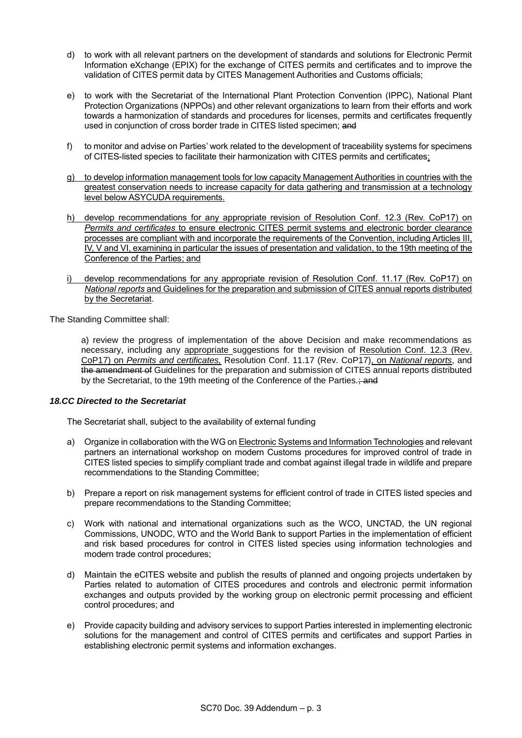d) to work with all relevant partners on the development of standards and solutions for Electronic Permit Information eXchange (EPIX) for the exchange of CITES permits and certificates and to improve the validation of CITES permit data by CITES Management Authorities and Customs officials;

e) to work with the Secretariat of the International Plant Protection Convention (IPPC), National Plant Protection Organizations (NPPOs) and other relevant organizations to learn from their efforts and work towards a harmonization of standards and procedures for licenses, permits and certificates frequently used in conjunction of cross border trade in CITES listed specimen; ~~and~~

f) to monitor and advise on Parties' work related to the development of traceability systems for specimens of CITES-listed species to facilitate their harmonization with CITES permits and certificates;

g) to develop information management tools for low capacity Management Authorities in countries with the greatest conservation needs to increase capacity for data gathering and transmission at a technology level below ASYCUDA requirements.

h) develop recommendations for any appropriate revision of Resolution Conf. 12.3 (Rev. CoP17) on *Permits and certificates* to ensure electronic CITES permit systems and electronic border clearance processes are compliant with and incorporate the requirements of the Convention, including Articles III, IV, V and VI, examining in particular the issues of presentation and validation, to the 19th meeting of the Conference of the Parties; and

i) develop recommendations for any appropriate revision of Resolution Conf. 11.17 (Rev. CoP17) on *National reports* and Guidelines for the preparation and submission of CITES annual reports distributed by the Secretariat.

The Standing Committee shall:

a) review the progress of implementation of the above Decision and make recommendations as necessary, including any appropriate suggestions for the revision of Resolution Conf. 12.3 (Rev. CoP17) on *Permits and certificates,* Resolution Conf. 11.17 (Rev. CoP17), on *National reports*, and ~~the amendment of~~ Guidelines for the preparation and submission of CITES annual reports distributed by the Secretariat, to the 19th meeting of the Conference of the Parties.~~; and~~

***18.CC Directed to the Secretariat***

The Secretariat shall, subject to the availability of external funding

a) Organize in collaboration with the WG on Electronic Systems and Information Technologies and relevant partners an international workshop on modern Customs procedures for improved control of trade in CITES listed species to simplify compliant trade and combat against illegal trade in wildlife and prepare recommendations to the Standing Committee;

b) Prepare a report on risk management systems for efficient control of trade in CITES listed species and prepare recommendations to the Standing Committee;

c) Work with national and international organizations such as the WCO, UNCTAD, the UN regional Commissions, UNODC, WTO and the World Bank to support Parties in the implementation of efficient and risk based procedures for control in CITES listed species using information technologies and modern trade control procedures;

d) Maintain the eCITES website and publish the results of planned and ongoing projects undertaken by Parties related to automation of CITES procedures and controls and electronic permit information exchanges and outputs provided by the working group on electronic permit processing and efficient control procedures; and

e) Provide capacity building and advisory services to support Parties interested in implementing electronic solutions for the management and control of CITES permits and certificates and support Parties in establishing electronic permit systems and information exchanges.